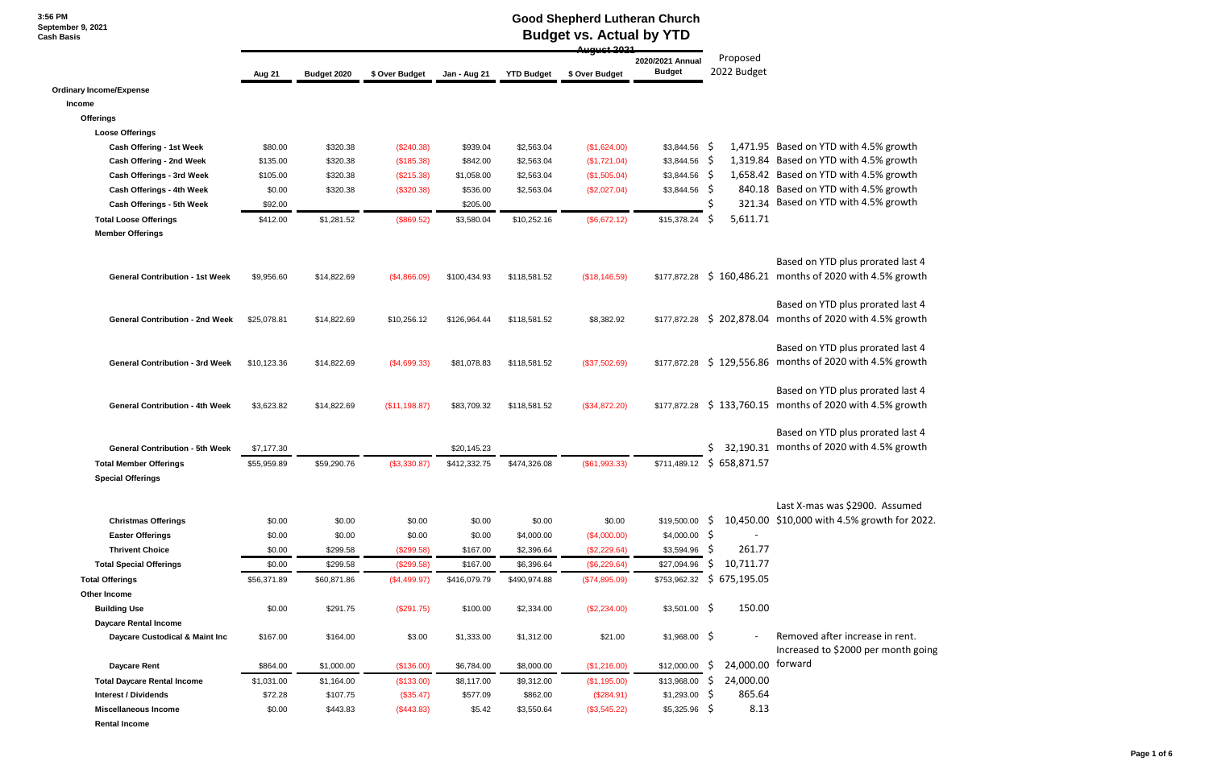3:56 PM
September 9, 2021
Cash Basis

# Good Shepherd Lutheran Church
## Budget vs. Actual by YTD
### August 2021

| | Aug 21 | Budget 2020 | $ Over Budget | Jan - Aug 21 | YTD Budget | $ Over Budget | 2020/2021 Annual Budget | Proposed 2022 Budget | |
|---|---|---|---|---|---|---|---|---|---|
| **Ordinary Income/Expense** | | | | | | | | | |
| **Income** | | | | | | | | | |
| **Offerings** | | | | | | | | | |
| **Loose Offerings** | | | | | | | | | |
| Cash Offering - 1st Week | $80.00 | $320.38 | ($240.38) | $939.04 | $2,563.04 | ($1,624.00) | $3,844.56 | $ 1,471.95 | Based on YTD with 4.5% growth |
| Cash Offering - 2nd Week | $135.00 | $320.38 | ($185.38) | $842.00 | $2,563.04 | ($1,721.04) | $3,844.56 | $ 1,319.84 | Based on YTD with 4.5% growth |
| Cash Offerings - 3rd Week | $105.00 | $320.38 | ($215.38) | $1,058.00 | $2,563.04 | ($1,505.04) | $3,844.56 | $ 1,658.42 | Based on YTD with 4.5% growth |
| Cash Offerings - 4th Week | $0.00 | $320.38 | ($320.38) | $536.00 | $2,563.04 | ($2,027.04) | $3,844.56 | $ 840.18 | Based on YTD with 4.5% growth |
| Cash Offerings - 5th Week | $92.00 | | | $205.00 | | | | $ 321.34 | Based on YTD with 4.5% growth |
| **Total Loose Offerings** | $412.00 | $1,281.52 | ($869.52) | $3,580.04 | $10,252.16 | ($6,672.12) | $15,378.24 | $ 5,611.71 | |
| **Member Offerings** | | | | | | | | | |
| General Contribution - 1st Week | $9,956.60 | $14,822.69 | ($4,866.09) | $100,434.93 | $118,581.52 | ($18,146.59) | $177,872.28 | $ 160,486.21 | Based on YTD plus prorated last 4 months of 2020 with 4.5% growth |
| General Contribution - 2nd Week | $25,078.81 | $14,822.69 | $10,256.12 | $126,964.44 | $118,581.52 | $8,382.92 | $177,872.28 | $ 202,878.04 | Based on YTD plus prorated last 4 months of 2020 with 4.5% growth |
| General Contribution - 3rd Week | $10,123.36 | $14,822.69 | ($4,699.33) | $81,078.83 | $118,581.52 | ($37,502.69) | $177,872.28 | $ 129,556.86 | Based on YTD plus prorated last 4 months of 2020 with 4.5% growth |
| General Contribution - 4th Week | $3,623.82 | $14,822.69 | ($11,198.87) | $83,709.32 | $118,581.52 | ($34,872.20) | $177,872.28 | $ 133,760.15 | Based on YTD plus prorated last 4 months of 2020 with 4.5% growth |
| General Contribution - 5th Week | $7,177.30 | | | $20,145.23 | | | | $ 32,190.31 | Based on YTD plus prorated last 4 months of 2020 with 4.5% growth |
| **Total Member Offerings** | $55,959.89 | $59,290.76 | ($3,330.87) | $412,332.75 | $474,326.08 | ($61,993.33) | $711,489.12 | $ 658,871.57 | |
| **Special Offerings** | | | | | | | | | |
| Christmas Offerings | $0.00 | $0.00 | $0.00 | $0.00 | $0.00 | $0.00 | $19,500.00 | $ 10,450.00 | Last X-mas was $2900. Assumed $10,000 with 4.5% growth for 2022. |
| Easter Offerings | $0.00 | $0.00 | $0.00 | $0.00 | $4,000.00 | ($4,000.00) | $4,000.00 | $ - | |
| Thrivent Choice | $0.00 | $299.58 | ($299.58) | $167.00 | $2,396.64 | ($2,229.64) | $3,594.96 | $ 261.77 | |
| **Total Special Offerings** | $0.00 | $299.58 | ($299.58) | $167.00 | $6,396.64 | ($6,229.64) | $27,094.96 | $ 10,711.77 | |
| **Total Offerings** | $56,371.89 | $60,871.86 | ($4,499.97) | $416,079.79 | $490,974.88 | ($74,895.09) | $753,962.32 | $ 675,195.05 | |
| **Other Income** | | | | | | | | | |
| Building Use | $0.00 | $291.75 | ($291.75) | $100.00 | $2,334.00 | ($2,234.00) | $3,501.00 | $ 150.00 | |
| **Daycare Rental Income** | | | | | | | | | |
| Daycare Custodical & Maint Inc | $167.00 | $164.00 | $3.00 | $1,333.00 | $1,312.00 | $21.00 | $1,968.00 | $ - | Removed after increase in rent. |
| Daycare Rent | $864.00 | $1,000.00 | ($136.00) | $6,784.00 | $8,000.00 | ($1,216.00) | $12,000.00 | $ 24,000.00 | Increased to $2000 per month going forward |
| **Total Daycare Rental Income** | $1,031.00 | $1,164.00 | ($133.00) | $8,117.00 | $9,312.00 | ($1,195.00) | $13,968.00 | $ 24,000.00 | |
| Interest / Dividends | $72.28 | $107.75 | ($35.47) | $577.09 | $862.00 | ($284.91) | $1,293.00 | $ 865.64 | |
| Miscellaneous Income | $0.00 | $443.83 | ($443.83) | $5.42 | $3,550.64 | ($3,545.22) | $5,325.96 | $ 8.13 | |
| **Rental Income** | | | | | | | | | |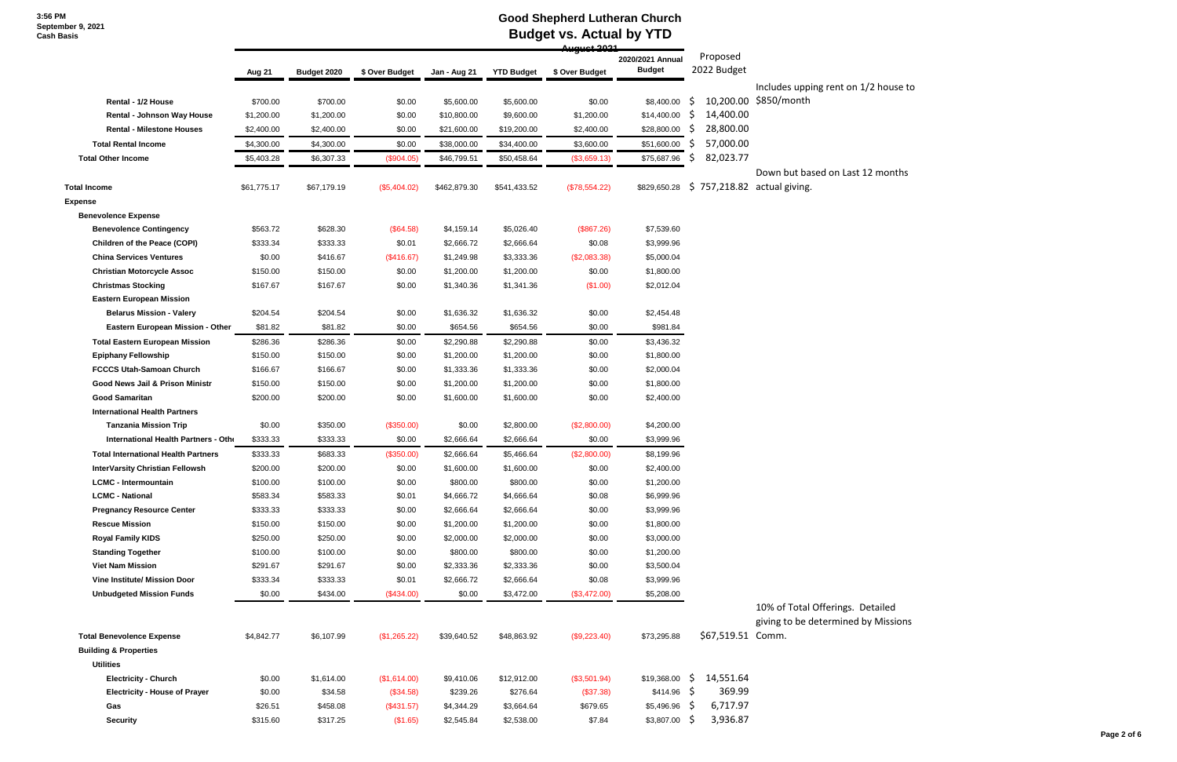3:56 PM
September 9, 2021
Cash Basis

# Good Shepherd Lutheran Church
## Budget vs. Actual by YTD
### August 2021

| | Aug 21 | Budget 2020 | $ Over Budget | Jan - Aug 21 | YTD Budget | $ Over Budget | 2020/2021 Annual Budget | Proposed 2022 Budget | |
|---|---|---|---|---|---|---|---|---|---|
| Rental - 1/2 House | $700.00 | $700.00 | $0.00 | $5,600.00 | $5,600.00 | $0.00 | $8,400.00 | $ 10,200.00 | Includes upping rent on 1/2 house to $850/month |
| Rental - Johnson Way House | $1,200.00 | $1,200.00 | $0.00 | $10,800.00 | $9,600.00 | $1,200.00 | $14,400.00 | $ 14,400.00 | |
| Rental - Milestone Houses | $2,400.00 | $2,400.00 | $0.00 | $21,600.00 | $19,200.00 | $2,400.00 | $28,800.00 | $ 28,800.00 | |
| Total Rental Income | $4,300.00 | $4,300.00 | $0.00 | $38,000.00 | $34,400.00 | $3,600.00 | $51,600.00 | $ 57,000.00 | |
| Total Other Income | $5,403.28 | $6,307.33 | ($904.05) | $46,799.51 | $50,458.64 | ($3,659.13) | $75,687.96 | $ 82,023.77 | |
| Total Income | $61,775.17 | $67,179.19 | ($5,404.02) | $462,879.30 | $541,433.52 | ($78,554.22) | $829,650.28 | $ 757,218.82 | Down but based on Last 12 months actual giving. |
| Expense | | | | | | | | | |
| Benevolence Expense | | | | | | | | | |
| Benevolence Contingency | $563.72 | $628.30 | ($64.58) | $4,159.14 | $5,026.40 | ($867.26) | $7,539.60 | | |
| Children of the Peace (COPI) | $333.34 | $333.33 | $0.01 | $2,666.72 | $2,666.64 | $0.08 | $3,999.96 | | |
| China Services Ventures | $0.00 | $416.67 | ($416.67) | $1,249.98 | $3,333.36 | ($2,083.38) | $5,000.04 | | |
| Christian Motorcycle Assoc | $150.00 | $150.00 | $0.00 | $1,200.00 | $1,200.00 | $0.00 | $1,800.00 | | |
| Christmas Stocking | $167.67 | $167.67 | $0.00 | $1,340.36 | $1,341.36 | ($1.00) | $2,012.04 | | |
| Eastern European Mission | | | | | | | | | |
| Belarus Mission - Valery | $204.54 | $204.54 | $0.00 | $1,636.32 | $1,636.32 | $0.00 | $2,454.48 | | |
| Eastern European Mission - Other | $81.82 | $81.82 | $0.00 | $654.56 | $654.56 | $0.00 | $981.84 | | |
| Total Eastern European Mission | $286.36 | $286.36 | $0.00 | $2,290.88 | $2,290.88 | $0.00 | $3,436.32 | | |
| Epiphany Fellowship | $150.00 | $150.00 | $0.00 | $1,200.00 | $1,200.00 | $0.00 | $1,800.00 | | |
| FCCCS Utah-Samoan Church | $166.67 | $166.67 | $0.00 | $1,333.36 | $1,333.36 | $0.00 | $2,000.04 | | |
| Good News Jail & Prison Ministr | $150.00 | $150.00 | $0.00 | $1,200.00 | $1,200.00 | $0.00 | $1,800.00 | | |
| Good Samaritan | $200.00 | $200.00 | $0.00 | $1,600.00 | $1,600.00 | $0.00 | $2,400.00 | | |
| International Health Partners | | | | | | | | | |
| Tanzania Mission Trip | $0.00 | $350.00 | ($350.00) | $0.00 | $2,800.00 | ($2,800.00) | $4,200.00 | | |
| International Health Partners - Othe | $333.33 | $333.33 | $0.00 | $2,666.64 | $2,666.64 | $0.00 | $3,999.96 | | |
| Total International Health Partners | $333.33 | $683.33 | ($350.00) | $2,666.64 | $5,466.64 | ($2,800.00) | $8,199.96 | | |
| InterVarsity Christian Fellowsh | $200.00 | $200.00 | $0.00 | $1,600.00 | $1,600.00 | $0.00 | $2,400.00 | | |
| LCMC - Intermountain | $100.00 | $100.00 | $0.00 | $800.00 | $800.00 | $0.00 | $1,200.00 | | |
| LCMC - National | $583.34 | $583.33 | $0.01 | $4,666.72 | $4,666.64 | $0.08 | $6,999.96 | | |
| Pregnancy Resource Center | $333.33 | $333.33 | $0.00 | $2,666.64 | $2,666.64 | $0.00 | $3,999.96 | | |
| Rescue Mission | $150.00 | $150.00 | $0.00 | $1,200.00 | $1,200.00 | $0.00 | $1,800.00 | | |
| Royal Family KIDS | $250.00 | $250.00 | $0.00 | $2,000.00 | $2,000.00 | $0.00 | $3,000.00 | | |
| Standing Together | $100.00 | $100.00 | $0.00 | $800.00 | $800.00 | $0.00 | $1,200.00 | | |
| Viet Nam Mission | $291.67 | $291.67 | $0.00 | $2,333.36 | $2,333.36 | $0.00 | $3,500.04 | | |
| Vine Institute/ Mission Door | $333.34 | $333.33 | $0.01 | $2,666.72 | $2,666.64 | $0.08 | $3,999.96 | | |
| Unbudgeted Mission Funds | $0.00 | $434.00 | ($434.00) | $0.00 | $3,472.00 | ($3,472.00) | $5,208.00 | | |
| Total Benevolence Expense | $4,842.77 | $6,107.99 | ($1,265.22) | $39,640.52 | $48,863.92 | ($9,223.40) | $73,295.88 | $67,519.51 | 10% of Total Offerings. Detailed giving to be determined by Missions Comm. |
| Building & Properties | | | | | | | | | |
| Utilities | | | | | | | | | |
| Electricity - Church | $0.00 | $1,614.00 | ($1,614.00) | $9,410.06 | $12,912.00 | ($3,501.94) | $19,368.00 | $ 14,551.64 | |
| Electricity - House of Prayer | $0.00 | $34.58 | ($34.58) | $239.26 | $276.64 | ($37.38) | $414.96 | $ 369.99 | |
| Gas | $26.51 | $458.08 | ($431.57) | $4,344.29 | $3,664.64 | $679.65 | $5,496.96 | $ 6,717.97 | |
| Security | $315.60 | $317.25 | ($1.65) | $2,545.84 | $2,538.00 | $7.84 | $3,807.00 | $ 3,936.87 | |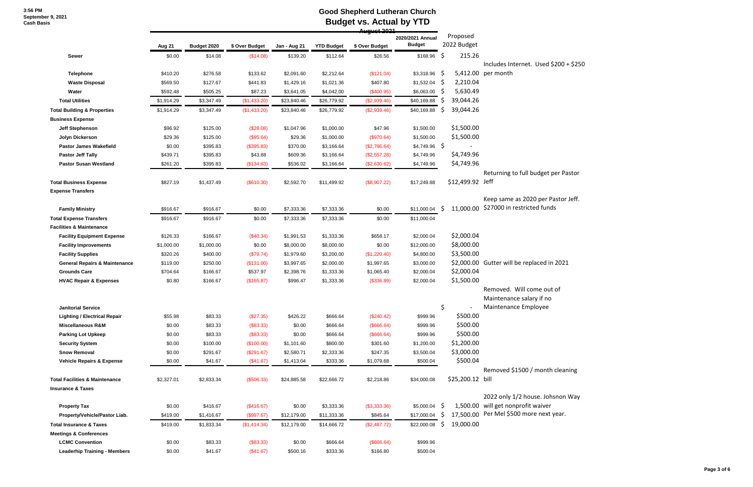# Good Shepherd Lutheran Church

## Budget vs. Actual by YTD

3:56 PM
September 9, 2021
Cash Basis

August 2021

| | Aug 21 | Budget 2020 | $ Over Budget | Jan - Aug 21 | YTD Budget | $ Over Budget | 2020/2021 Annual Budget | Proposed 2022 Budget | |
|---|---|---|---|---|---|---|---|---|---|
| **Sewer** | $0.00 | $14.08 | ($14.08) | $139.20 | $112.64 | $26.56 | $168.96 | $ 215.26 | |
| **Telephone** | $410.20 | $276.58 | $133.62 | $2,091.60 | $2,212.64 | ($121.04) | $3,318.96 | $ 5,412.00 | Includes Internet. Used $200 + $250 per month |
| **Waste Disposal** | $569.50 | $127.67 | $441.83 | $1,429.16 | $1,021.36 | $407.80 | $1,532.04 | $ 2,210.04 | |
| **Water** | $592.48 | $505.25 | $87.23 | $3,641.05 | $4,042.00 | ($400.95) | $6,063.00 | $ 5,630.49 | |
| **Total Utilities** | $1,914.29 | $3,347.49 | ($1,433.20) | $23,840.46 | $26,779.92 | ($2,939.46) | $40,169.88 | $ 39,044.26 | |
| **Total Building & Properties** | $1,914.29 | $3,347.49 | ($1,433.20) | $23,840.46 | $26,779.92 | ($2,939.46) | $40,169.88 | $ 39,044.26 | |
| **Business Expense** | | | | | | | | | |
| **Jeff Stephenson** | $96.92 | $125.00 | ($28.08) | $1,047.96 | $1,000.00 | $47.96 | $1,500.00 | $1,500.00 | |
| **Jolyn Dickerson** | $29.36 | $125.00 | ($95.64) | $29.36 | $1,000.00 | ($970.64) | $1,500.00 | $1,500.00 | |
| **Pastor James Wakefield** | $0.00 | $395.83 | ($395.83) | $370.00 | $3,166.64 | ($2,796.64) | $4,749.96 | $ - | |
| **Pastor Jeff Tally** | $439.71 | $395.83 | $43.88 | $609.36 | $3,166.64 | ($2,557.28) | $4,749.96 | $4,749.96 | |
| **Pastor Susan Westland** | $261.20 | $395.83 | ($134.63) | $536.02 | $3,166.64 | ($2,630.62) | $4,749.96 | $4,749.96 | |
| **Total Business Expense** | $827.19 | $1,437.49 | ($610.30) | $2,592.70 | $11,499.92 | ($8,907.22) | $17,249.88 | $12,499.92 | Returning to full budget per Pastor Jeff |
| **Expense Transfers** | | | | | | | | | |
| **Family Ministry** | $916.67 | $916.67 | $0.00 | $7,333.36 | $7,333.36 | $0.00 | $11,000.04 | $ 11,000.00 | Keep same as 2020 per Pastor Jeff. $27000 in restricted funds |
| **Total Expense Transfers** | $916.67 | $916.67 | $0.00 | $7,333.36 | $7,333.36 | $0.00 | $11,000.04 | | |
| **Facilities & Maintenance** | | | | | | | | | |
| **Facility Equipment Expense** | $126.33 | $166.67 | ($40.34) | $1,991.53 | $1,333.36 | $658.17 | $2,000.04 | $2,000.04 | |
| **Facility Improvements** | $1,000.00 | $1,000.00 | $0.00 | $8,000.00 | $8,000.00 | $0.00 | $12,000.00 | $8,000.00 | |
| **Facility Supplies** | $320.26 | $400.00 | ($79.74) | $1,979.60 | $3,200.00 | ($1,220.40) | $4,800.00 | $3,500.00 | |
| **General Repairs & Maintenance** | $119.00 | $250.00 | ($131.00) | $3,997.65 | $2,000.00 | $1,997.65 | $3,000.00 | $2,000.00 | Gutter will be replaced in 2021 |
| **Grounds Care** | $704.64 | $166.67 | $537.97 | $2,398.76 | $1,333.36 | $1,065.40 | $2,000.04 | $2,000.04 | |
| **HVAC Repair & Expenses** | $0.80 | $166.67 | ($165.87) | $996.47 | $1,333.36 | ($336.89) | $2,000.04 | $1,500.00 | |
| **Janitorial Service** | | | | | | | | $ - | Removed. Will come out of Maintenance salary if no Maintenance Employee |
| **Lighting / Electrical Repair** | $55.98 | $83.33 | ($27.35) | $426.22 | $666.64 | ($240.42) | $999.96 | $500.00 | |
| **Miscellaneous R&M** | $0.00 | $83.33 | ($83.33) | $0.00 | $666.64 | ($666.64) | $999.96 | $500.00 | |
| **Parking Lot Upkeep** | $0.00 | $83.33 | ($83.33) | $0.00 | $666.64 | ($666.64) | $999.96 | $500.00 | |
| **Security System** | $0.00 | $100.00 | ($100.00) | $1,101.60 | $800.00 | $301.60 | $1,200.00 | $1,200.00 | |
| **Snow Removal** | $0.00 | $291.67 | ($291.67) | $2,580.71 | $2,333.36 | $247.35 | $3,500.04 | $3,000.00 | |
| **Vehicle Repairs & Expense** | $0.00 | $41.67 | ($41.67) | $1,413.04 | $333.36 | $1,079.68 | $500.04 | $500.04 | |
| **Total Facilities & Maintenance** | $2,327.01 | $2,833.34 | ($506.33) | $24,885.58 | $22,666.72 | $2,218.86 | $34,000.08 | $25,200.12 | Removed $1500 / month cleaning bill |
| **Insurance & Taxes** | | | | | | | | | |
| **Property Tax** | $0.00 | $416.67 | ($416.67) | $0.00 | $3,333.36 | ($3,333.36) | $5,000.04 | $ 1,500.00 | 2022 only 1/2 house. Johsnon Way will get nonprofit waiver |
| **Property/Vehicle/Pastor Liab.** | $419.00 | $1,416.67 | ($997.67) | $12,179.00 | $11,333.36 | $845.64 | $17,000.04 | $ 17,500.00 | Per Mel $500 more next year. |
| **Total Insurance & Taxes** | $419.00 | $1,833.34 | ($1,414.34) | $12,179.00 | $14,666.72 | ($2,487.72) | $22,000.08 | $ 19,000.00 | |
| **Meetings & Conferences** | | | | | | | | | |
| **LCMC Convention** | $0.00 | $83.33 | ($83.33) | $0.00 | $666.64 | ($666.64) | $999.96 | | |
| **Leaderhip Training - Members** | $0.00 | $41.67 | ($41.67) | $500.16 | $333.36 | $166.80 | $500.04 | | |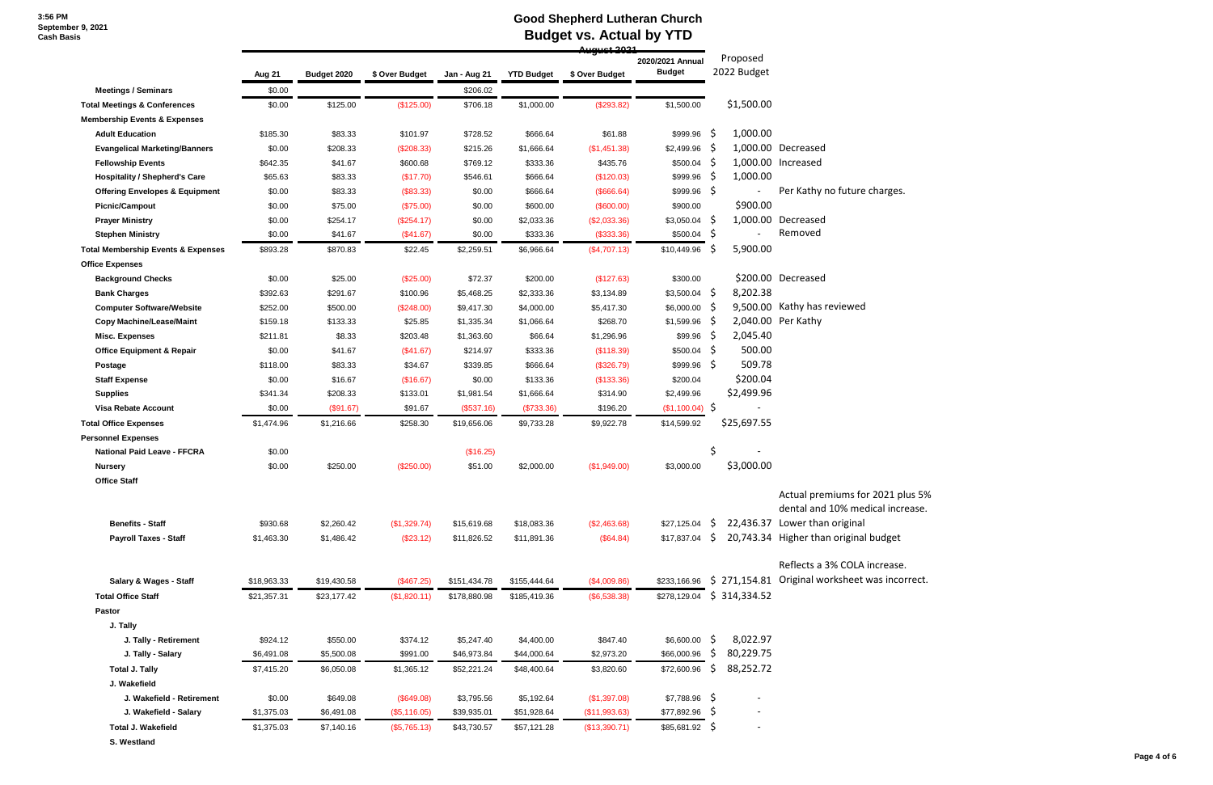3:56 PM
September 9, 2021
Cash Basis

# Good Shepherd Lutheran Church
## Budget vs. Actual by YTD
### August 2021

| | Aug 21 | Budget 2020 | $ Over Budget | Jan - Aug 21 | YTD Budget | $ Over Budget | 2020/2021 Annual Budget | Proposed 2022 Budget | |
|---|---|---|---|---|---|---|---|---|---|
| **Meetings / Seminars** | $0.00 | | | $206.02 | | | | | |
| **Total Meetings & Conferences** | $0.00 | $125.00 | ($125.00) | $706.18 | $1,000.00 | ($293.82) | $1,500.00 | $1,500.00 | |
| **Membership Events & Expenses** | | | | | | | | | |
| **Adult Education** | $185.30 | $83.33 | $101.97 | $728.52 | $666.64 | $61.88 | $999.96 | $ 1,000.00 | |
| **Evangelical Marketing/Banners** | $0.00 | $208.33 | ($208.33) | $215.26 | $1,666.64 | ($1,451.38) | $2,499.96 | $ 1,000.00 | Decreased |
| **Fellowship Events** | $642.35 | $41.67 | $600.68 | $769.12 | $333.36 | $435.76 | $500.04 | $ 1,000.00 | Increased |
| **Hospitality / Shepherd's Care** | $65.63 | $83.33 | ($17.70) | $546.61 | $666.64 | ($120.03) | $999.96 | $ 1,000.00 | |
| **Offering Envelopes & Equipment** | $0.00 | $83.33 | ($83.33) | $0.00 | $666.64 | ($666.64) | $999.96 | $ - | Per Kathy no future charges. |
| **Picnic/Campout** | $0.00 | $75.00 | ($75.00) | $0.00 | $600.00 | ($600.00) | $900.00 | $900.00 | |
| **Prayer Ministry** | $0.00 | $254.17 | ($254.17) | $0.00 | $2,033.36 | ($2,033.36) | $3,050.04 | $ 1,000.00 | Decreased |
| **Stephen Ministry** | $0.00 | $41.67 | ($41.67) | $0.00 | $333.36 | ($333.36) | $500.04 | $ - | Removed |
| **Total Membership Events & Expenses** | $893.28 | $870.83 | $22.45 | $2,259.51 | $6,966.64 | ($4,707.13) | $10,449.96 | $ 5,900.00 | |
| **Office Expenses** | | | | | | | | | |
| **Background Checks** | $0.00 | $25.00 | ($25.00) | $72.37 | $200.00 | ($127.63) | $300.00 | $200.00 | Decreased |
| **Bank Charges** | $392.63 | $291.67 | $100.96 | $5,468.25 | $2,333.36 | $3,134.89 | $3,500.04 | $ 8,202.38 | |
| **Computer Software/Website** | $252.00 | $500.00 | ($248.00) | $9,417.30 | $4,000.00 | $5,417.30 | $6,000.00 | $ 9,500.00 | Kathy has reviewed |
| **Copy Machine/Lease/Maint** | $159.18 | $133.33 | $25.85 | $1,335.34 | $1,066.64 | $268.70 | $1,599.96 | $ 2,040.00 | Per Kathy |
| **Misc. Expenses** | $211.81 | $8.33 | $203.48 | $1,363.60 | $66.64 | $1,296.96 | $99.96 | $ 2,045.40 | |
| **Office Equipment & Repair** | $0.00 | $41.67 | ($41.67) | $214.97 | $333.36 | ($118.39) | $500.04 | $ 500.00 | |
| **Postage** | $118.00 | $83.33 | $34.67 | $339.85 | $666.64 | ($326.79) | $999.96 | $ 509.78 | |
| **Staff Expense** | $0.00 | $16.67 | ($16.67) | $0.00 | $133.36 | ($133.36) | $200.04 | $200.04 | |
| **Supplies** | $341.34 | $208.33 | $133.01 | $1,981.54 | $1,666.64 | $314.90 | $2,499.96 | $2,499.96 | |
| **Visa Rebate Account** | $0.00 | ($91.67) | $91.67 | ($537.16) | ($733.36) | $196.20 | ($1,100.04) | $ - | |
| **Total Office Expenses** | $1,474.96 | $1,216.66 | $258.30 | $19,656.06 | $9,733.28 | $9,922.78 | $14,599.92 | $25,697.55 | |
| **Personnel Expenses** | | | | | | | | | |
| **National Paid Leave - FFCRA** | $0.00 | | | ($16.25) | | | | $ - | |
| **Nursery** | $0.00 | $250.00 | ($250.00) | $51.00 | $2,000.00 | ($1,949.00) | $3,000.00 | $3,000.00 | |
| **Office Staff** | | | | | | | | | |
| **Benefits - Staff** | $930.68 | $2,260.42 | ($1,329.74) | $15,619.68 | $18,083.36 | ($2,463.68) | $27,125.04 | $ 22,436.37 | Actual premiums for 2021 plus 5% dental and 10% medical increase. Lower than original |
| **Payroll Taxes - Staff** | $1,463.30 | $1,486.42 | ($23.12) | $11,826.52 | $11,891.36 | ($64.84) | $17,837.04 | $ 20,743.34 | Higher than original budget |
| **Salary & Wages - Staff** | $18,963.33 | $19,430.58 | ($467.25) | $151,434.78 | $155,444.64 | ($4,009.86) | $233,166.96 | $ 271,154.81 | Reflects a 3% COLA increase. Original worksheet was incorrect. |
| **Total Office Staff** | $21,357.31 | $23,177.42 | ($1,820.11) | $178,880.98 | $185,419.36 | ($6,538.38) | $278,129.04 | $ 314,334.52 | |
| **Pastor** | | | | | | | | | |
| **J. Tally** | | | | | | | | | |
| **J. Tally - Retirement** | $924.12 | $550.00 | $374.12 | $5,247.40 | $4,400.00 | $847.40 | $6,600.00 | $ 8,022.97 | |
| **J. Tally - Salary** | $6,491.08 | $5,500.08 | $991.00 | $46,973.84 | $44,000.64 | $2,973.20 | $66,000.96 | $ 80,229.75 | |
| **Total J. Tally** | $7,415.20 | $6,050.08 | $1,365.12 | $52,221.24 | $48,400.64 | $3,820.60 | $72,600.96 | $ 88,252.72 | |
| **J. Wakefield** | | | | | | | | | |
| **J. Wakefield - Retirement** | $0.00 | $649.08 | ($649.08) | $3,795.56 | $5,192.64 | ($1,397.08) | $7,788.96 | $ - | |
| **J. Wakefield - Salary** | $1,375.03 | $6,491.08 | ($5,116.05) | $39,935.01 | $51,928.64 | ($11,993.63) | $77,892.96 | $ - | |
| **Total J. Wakefield** | $1,375.03 | $7,140.16 | ($5,765.13) | $43,730.57 | $57,121.28 | ($13,390.71) | $85,681.92 | $ - | |
| **S. Westland** | | | | | | | | | |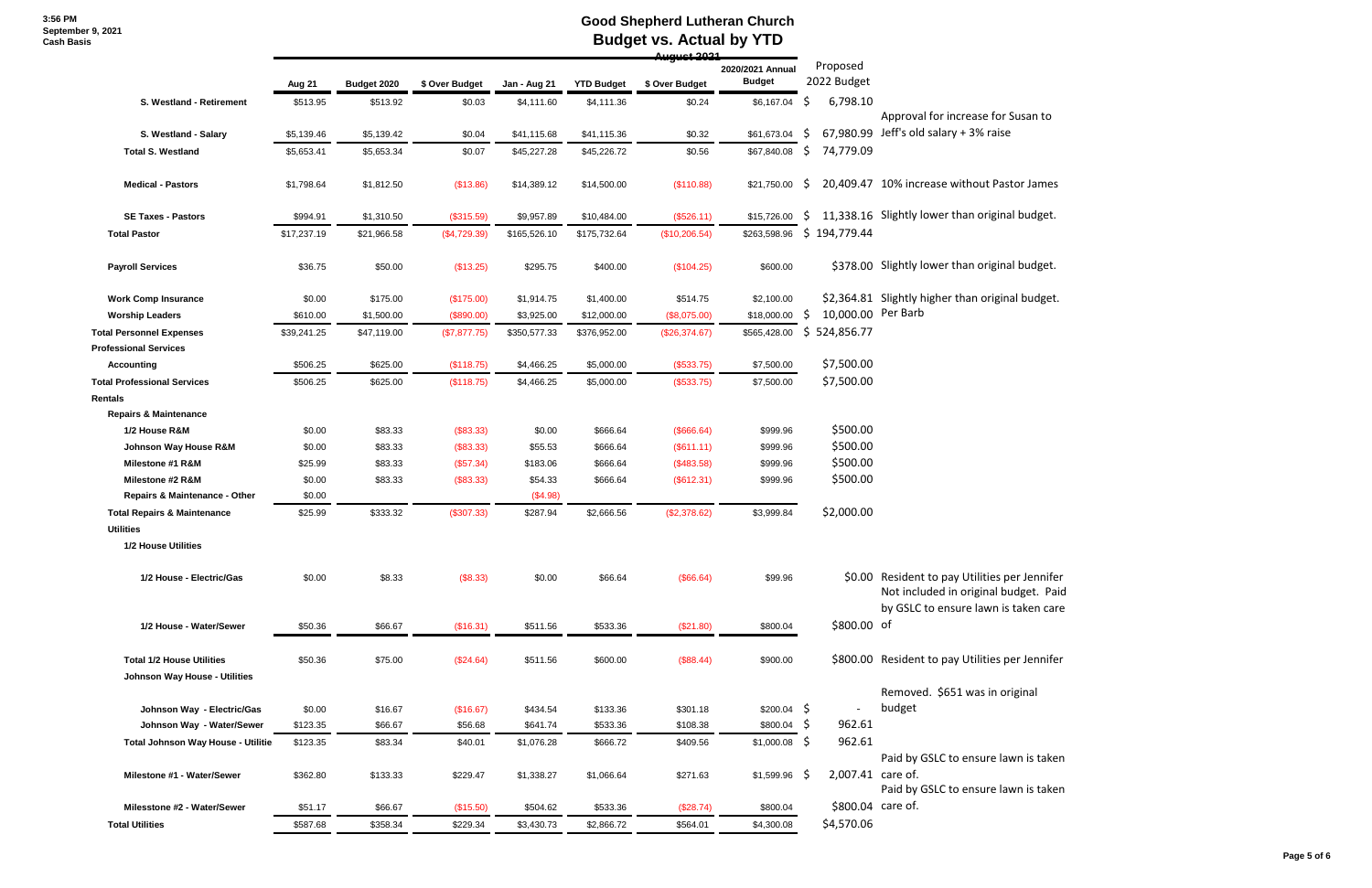3:56 PM
September 9, 2021
Cash Basis

# Good Shepherd Lutheran Church
## Budget vs. Actual by YTD
### August 2021

| | Aug 21 | Budget 2020 | $ Over Budget | Jan - Aug 21 | YTD Budget | $ Over Budget | 2020/2021 Annual Budget | Proposed 2022 Budget | |
|---|---|---|---|---|---|---|---|---|---|
| **S. Westland - Retirement** | $513.95 | $513.92 | $0.03 | $4,111.60 | $4,111.36 | $0.24 | $6,167.04 | $ 6,798.10 | Approval for increase for Susan to |
| **S. Westland - Salary** | $5,139.46 | $5,139.42 | $0.04 | $41,115.68 | $41,115.36 | $0.32 | $61,673.04 | $ 67,980.99 | Jeff's old salary + 3% raise |
| **Total S. Westland** | $5,653.41 | $5,653.34 | $0.07 | $45,227.28 | $45,226.72 | $0.56 | $67,840.08 | $ 74,779.09 | |
| **Medical - Pastors** | $1,798.64 | $1,812.50 | ($13.86) | $14,389.12 | $14,500.00 | ($110.88) | $21,750.00 | $ 20,409.47 | 10% increase without Pastor James |
| **SE Taxes - Pastors** | $994.91 | $1,310.50 | ($315.59) | $9,957.89 | $10,484.00 | ($526.11) | $15,726.00 | $ 11,338.16 | Slightly lower than original budget. |
| **Total Pastor** | $17,237.19 | $21,966.58 | ($4,729.39) | $165,526.10 | $175,732.64 | ($10,206.54) | $263,598.96 | $ 194,779.44 | |
| **Payroll Services** | $36.75 | $50.00 | ($13.25) | $295.75 | $400.00 | ($104.25) | $600.00 | $378.00 | Slightly lower than original budget. |
| **Work Comp Insurance** | $0.00 | $175.00 | ($175.00) | $1,914.75 | $1,400.00 | $514.75 | $2,100.00 | $2,364.81 | Slightly higher than original budget. |
| **Worship Leaders** | $610.00 | $1,500.00 | ($890.00) | $3,925.00 | $12,000.00 | ($8,075.00) | $18,000.00 | $ 10,000.00 | Per Barb |
| **Total Personnel Expenses** | $39,241.25 | $47,119.00 | ($7,877.75) | $350,577.33 | $376,952.00 | ($26,374.67) | $565,428.00 | $ 524,856.77 | |
| **Professional Services** | | | | | | | | | |
| **Accounting** | $506.25 | $625.00 | ($118.75) | $4,466.25 | $5,000.00 | ($533.75) | $7,500.00 | $7,500.00 | |
| **Total Professional Services** | $506.25 | $625.00 | ($118.75) | $4,466.25 | $5,000.00 | ($533.75) | $7,500.00 | $7,500.00 | |
| **Rentals** | | | | | | | | | |
| **Repairs & Maintenance** | | | | | | | | | |
| **1/2 House R&M** | $0.00 | $83.33 | ($83.33) | $0.00 | $666.64 | ($666.64) | $999.96 | $500.00 | |
| **Johnson Way House R&M** | $0.00 | $83.33 | ($83.33) | $55.53 | $666.64 | ($611.11) | $999.96 | $500.00 | |
| **Milestone #1 R&M** | $25.99 | $83.33 | ($57.34) | $183.06 | $666.64 | ($483.58) | $999.96 | $500.00 | |
| **Milestone #2 R&M** | $0.00 | $83.33 | ($83.33) | $54.33 | $666.64 | ($612.31) | $999.96 | $500.00 | |
| **Repairs & Maintenance - Other** | $0.00 | | | ($4.98) | | | | | |
| **Total Repairs & Maintenance** | $25.99 | $333.32 | ($307.33) | $287.94 | $2,666.56 | ($2,378.62) | $3,999.84 | $2,000.00 | |
| **Utilities** | | | | | | | | | |
| **1/2 House Utilities** | | | | | | | | | |
| **1/2 House - Electric/Gas** | $0.00 | $8.33 | ($8.33) | $0.00 | $66.64 | ($66.64) | $99.96 | $0.00 | Resident to pay Utilities per Jennifer Not included in original budget. Paid by GSLC to ensure lawn is taken care |
| **1/2 House - Water/Sewer** | $50.36 | $66.67 | ($16.31) | $511.56 | $533.36 | ($21.80) | $800.04 | $800.00 | of |
| **Total 1/2 House Utilities** | $50.36 | $75.00 | ($24.64) | $511.56 | $600.00 | ($88.44) | $900.00 | $800.00 | Resident to pay Utilities per Jennifer |
| **Johnson Way House - Utilities** | | | | | | | | | |
| **Johnson Way - Electric/Gas** | $0.00 | $16.67 | ($16.67) | $434.54 | $133.36 | $301.18 | $200.04 | $ - | Removed. $651 was in original budget |
| **Johnson Way - Water/Sewer** | $123.35 | $66.67 | $56.68 | $641.74 | $533.36 | $108.38 | $800.04 | $ 962.61 | |
| **Total Johnson Way House - Utilitie** | $123.35 | $83.34 | $40.01 | $1,076.28 | $666.72 | $409.56 | $1,000.08 | $ 962.61 | |
| **Milestone #1 - Water/Sewer** | $362.80 | $133.33 | $229.47 | $1,338.27 | $1,066.64 | $271.63 | $1,599.96 | $ 2,007.41 | Paid by GSLC to ensure lawn is taken care of. |
| **Milesstone #2 - Water/Sewer** | $51.17 | $66.67 | ($15.50) | $504.62 | $533.36 | ($28.74) | $800.04 | $800.04 | Paid by GSLC to ensure lawn is taken care of. |
| **Total Utilities** | $587.68 | $358.34 | $229.34 | $3,430.73 | $2,866.72 | $564.01 | $4,300.08 | $4,570.06 | |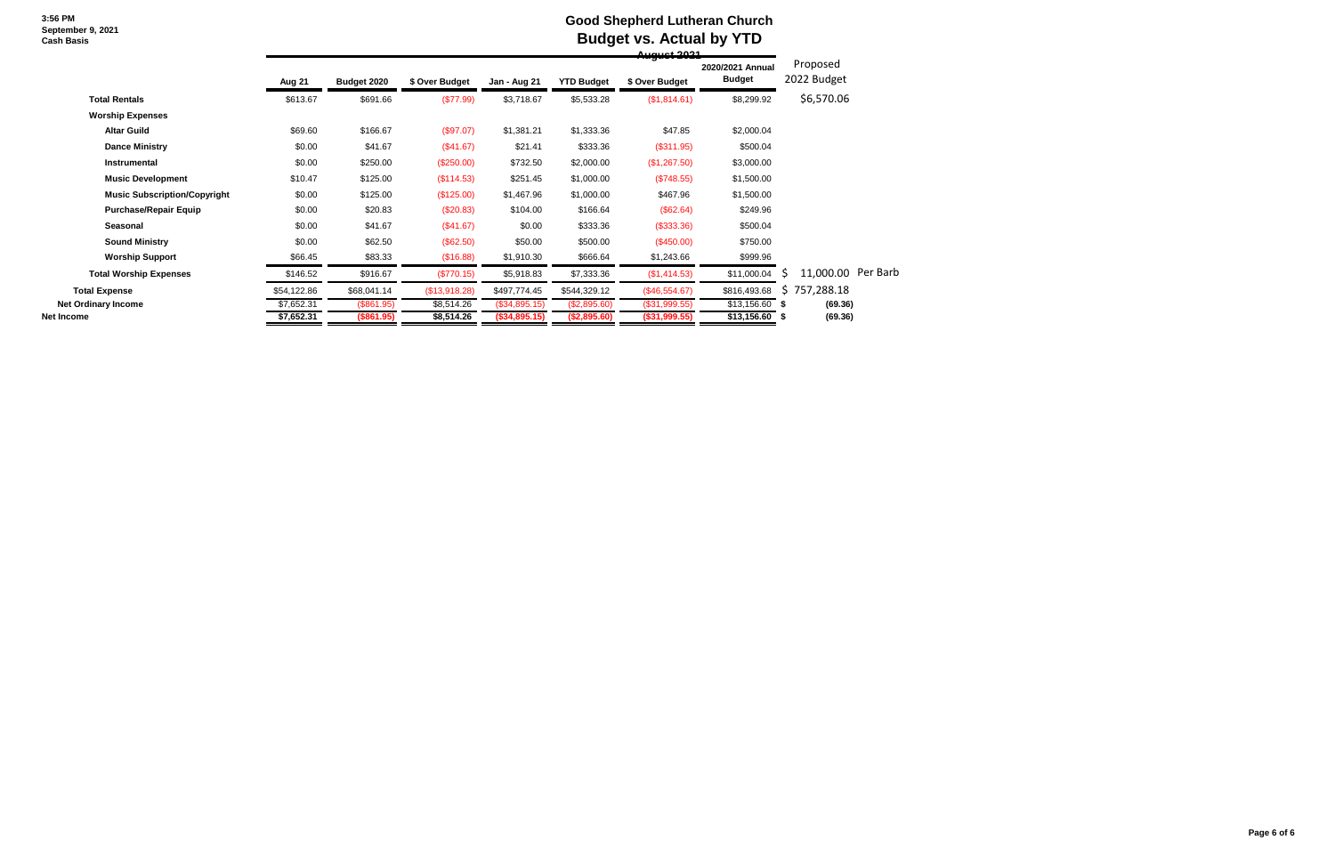3:56 PM
September 9, 2021
Cash Basis

# Good Shepherd Lutheran Church
## Budget vs. Actual by YTD
### August 2021

| | Aug 21 | Budget 2020 | $ Over Budget | Jan - Aug 21 | YTD Budget | $ Over Budget | 2020/2021 Annual Budget | Proposed 2022 Budget | |
|---|---|---|---|---|---|---|---|---|---|
| **Total Rentals** | $613.67 | $691.66 | ($77.99) | $3,718.67 | $5,533.28 | ($1,814.61) | $8,299.92 | $6,570.06 | |
| **Worship Expenses** | | | | | | | | | |
| **Altar Guild** | $69.60 | $166.67 | ($97.07) | $1,381.21 | $1,333.36 | $47.85 | $2,000.04 | | |
| **Dance Ministry** | $0.00 | $41.67 | ($41.67) | $21.41 | $333.36 | ($311.95) | $500.04 | | |
| **Instrumental** | $0.00 | $250.00 | ($250.00) | $732.50 | $2,000.00 | ($1,267.50) | $3,000.00 | | |
| **Music Development** | $10.47 | $125.00 | ($114.53) | $251.45 | $1,000.00 | ($748.55) | $1,500.00 | | |
| **Music Subscription/Copyright** | $0.00 | $125.00 | ($125.00) | $1,467.96 | $1,000.00 | $467.96 | $1,500.00 | | |
| **Purchase/Repair Equip** | $0.00 | $20.83 | ($20.83) | $104.00 | $166.64 | ($62.64) | $249.96 | | |
| **Seasonal** | $0.00 | $41.67 | ($41.67) | $0.00 | $333.36 | ($333.36) | $500.04 | | |
| **Sound Ministry** | $0.00 | $62.50 | ($62.50) | $50.00 | $500.00 | ($450.00) | $750.00 | | |
| **Worship Support** | $66.45 | $83.33 | ($16.88) | $1,910.30 | $666.64 | $1,243.66 | $999.96 | | |
| **Total Worship Expenses** | $146.52 | $916.67 | ($770.15) | $5,918.83 | $7,333.36 | ($1,414.53) | $11,000.04 | $ 11,000.00 | Per Barb |
| **Total Expense** | $54,122.86 | $68,041.14 | ($13,918.28) | $497,774.45 | $544,329.12 | ($46,554.67) | $816,493.68 | $ 757,288.18 | |
| **Net Ordinary Income** | $7,652.31 | ($861.95) | $8,514.26 | ($34,895.15) | ($2,895.60) | ($31,999.55) | $13,156.60 | $ (69.36) | |
| **Net Income** | $7,652.31 | ($861.95) | $8,514.26 | ($34,895.15) | ($2,895.60) | ($31,999.55) | $13,156.60 | $ (69.36) | |